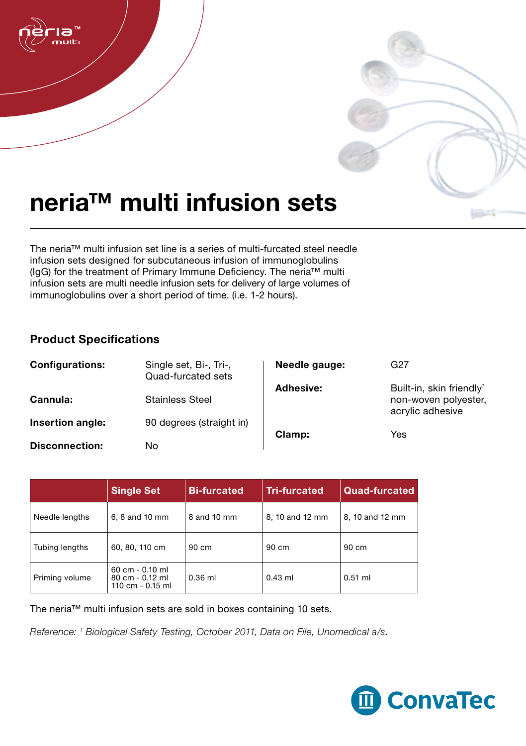# neria™ multi infusion sets

The neria™ multi infusion set line is a series of multi-furcated steel needle infusion sets designed for subcutaneous infusion of immunoglobulins (IgG) for the treatment of Primary Immune Deficiency. The neria™ multi infusion sets are multi needle infusion sets for delivery of large volumes of immunoglobulins over a short period of time. (i.e. 1-2 hours).

## Product Specifications

**Configurations:** Single set, Bi-, Tri-, Quad-furcated sets

**Cannula:** Stainless Steel

**Insertion angle:** 90 degrees (straight in)

**Disconnection:** No

**Needle gauge:** G27

**Adhesive:** Built-in, skin friendly[1] non-woven polyester, acrylic adhesive

**Clamp:** Yes

| | Single Set | Bi-furcated | Tri-furcated | Quad-furcated |
|---|---|---|---|---|
| Needle lengths | 6, 8 and 10 mm | 8 and 10 mm | 8, 10 and 12 mm | 8, 10 and 12 mm |
| Tubing lengths | 60, 80, 110 cm | 90 cm | 90 cm | 90 cm |
| Priming volume | 60 cm - 0.10 ml<br>80 cm - 0.12 ml<br>110 cm - 0.15 ml | 0.36 ml | 0.43 ml | 0.51 ml |

The neria™ multi infusion sets are sold in boxes containing 10 sets.

*Reference: [1] Biological Safety Testing, October 2011, Data on File, Unomedical a/s.*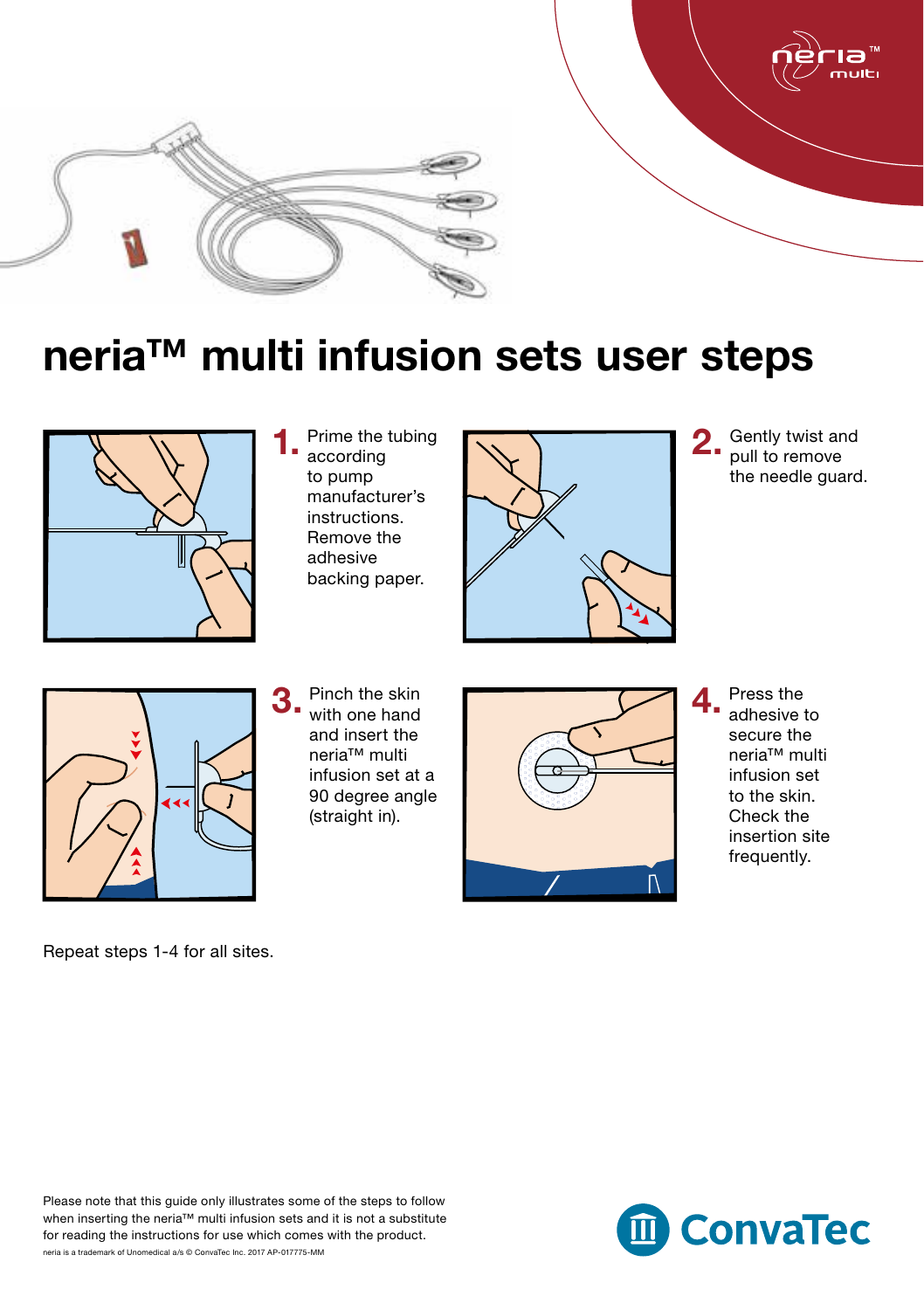# neria™ multi infusion sets user steps

1. Prime the tubing according to pump manufacturer's instructions. Remove the adhesive backing paper.

2. Gently twist and pull to remove the needle guard.

3. Pinch the skin with one hand and insert the neria™ multi infusion set at a 90 degree angle (straight in).

4. Press the adhesive to secure the neria™ multi infusion set to the skin. Check the insertion site frequently.

Repeat steps 1-4 for all sites.

Please note that this guide only illustrates some of the steps to follow when inserting the neria™ multi infusion sets and it is not a substitute for reading the instructions for use which comes with the product.

neria is a trademark of Unomedical a/s © ConvaTec Inc. 2017 AP-017775-MM